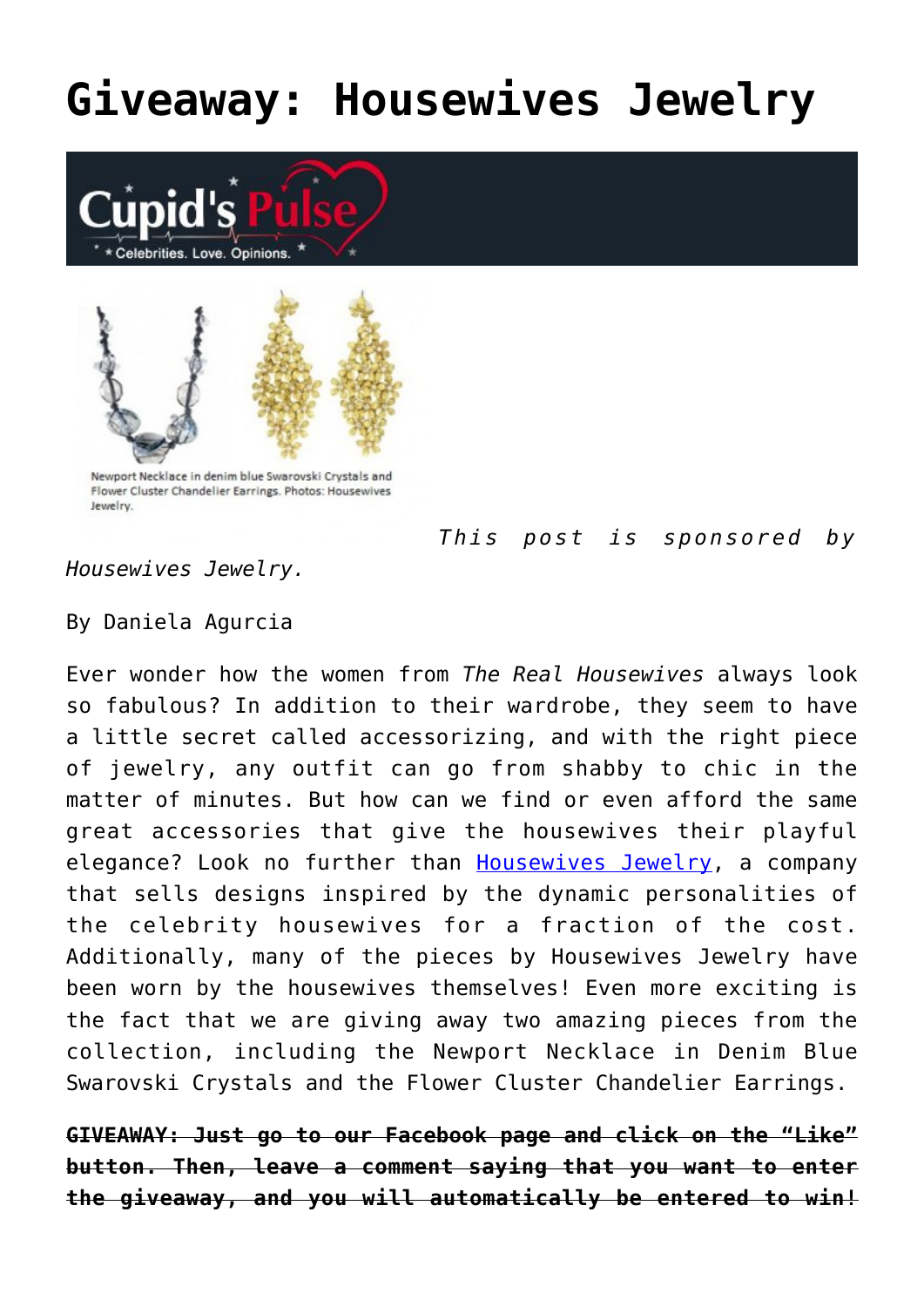# Giveaway: Housewives Jewelry

Newport Necklace in denim blue Swarovski Crystals and Flower Cluster Chandelier Earrings. Photos: Housewives Jewelry.

*This post is sponsored by Housewives Jewelry.*

By Daniela Agurcia

Ever wonder how the women from *The Real Housewives* always look so fabulous? In addition to their wardrobe, they seem to have a little secret called accessorizing, and with the right piece of jewelry, any outfit can go from shabby to chic in the matter of minutes. But how can we find or even afford the same great accessories that give the housewives their playful elegance? Look no further than [Housewives Jewelry](), a company that sells designs inspired by the dynamic personalities of the celebrity housewives for a fraction of the cost. Additionally, many of the pieces by Housewives Jewelry have been worn by the housewives themselves! Even more exciting is the fact that we are giving away two amazing pieces from the collection, including the Newport Necklace in Denim Blue Swarovski Crystals and the Flower Cluster Chandelier Earrings.

~~**GIVEAWAY: Just go to our Facebook page and click on the "Like" button. Then, leave a comment saying that you want to enter the giveaway, and you will automatically be entered to win!**~~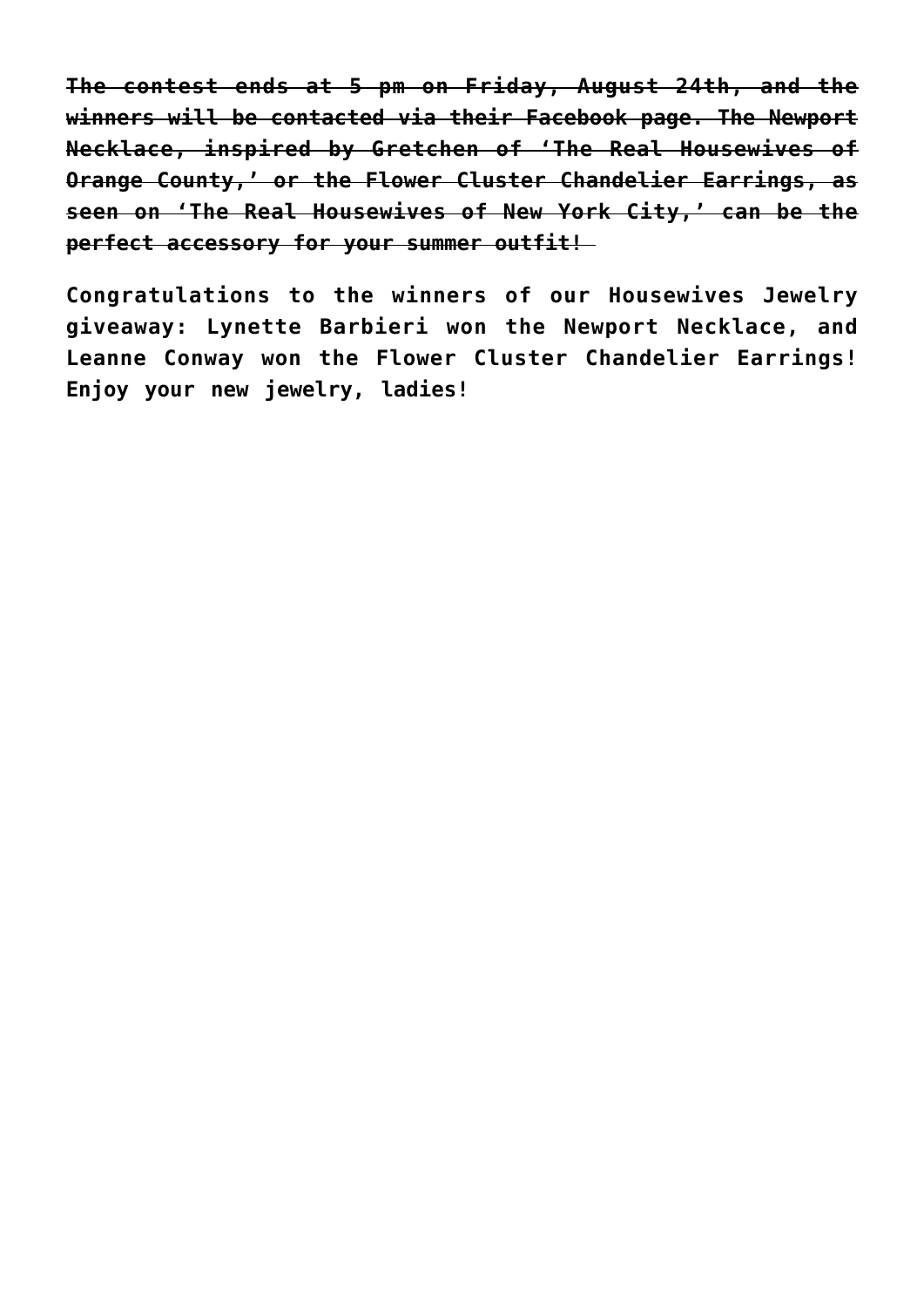**~~The contest ends at 5 pm on Friday, August 24th, and the winners will be contacted via their Facebook page. The Newport Necklace, inspired by Gretchen of 'The Real Housewives of Orange County,' or the Flower Cluster Chandelier Earrings, as seen on 'The Real Housewives of New York City,' can be the perfect accessory for your summer outfit!~~**

**Congratulations to the winners of our Housewives Jewelry giveaway: Lynette Barbieri won the Newport Necklace, and Leanne Conway won the Flower Cluster Chandelier Earrings! Enjoy your new jewelry, ladies!**